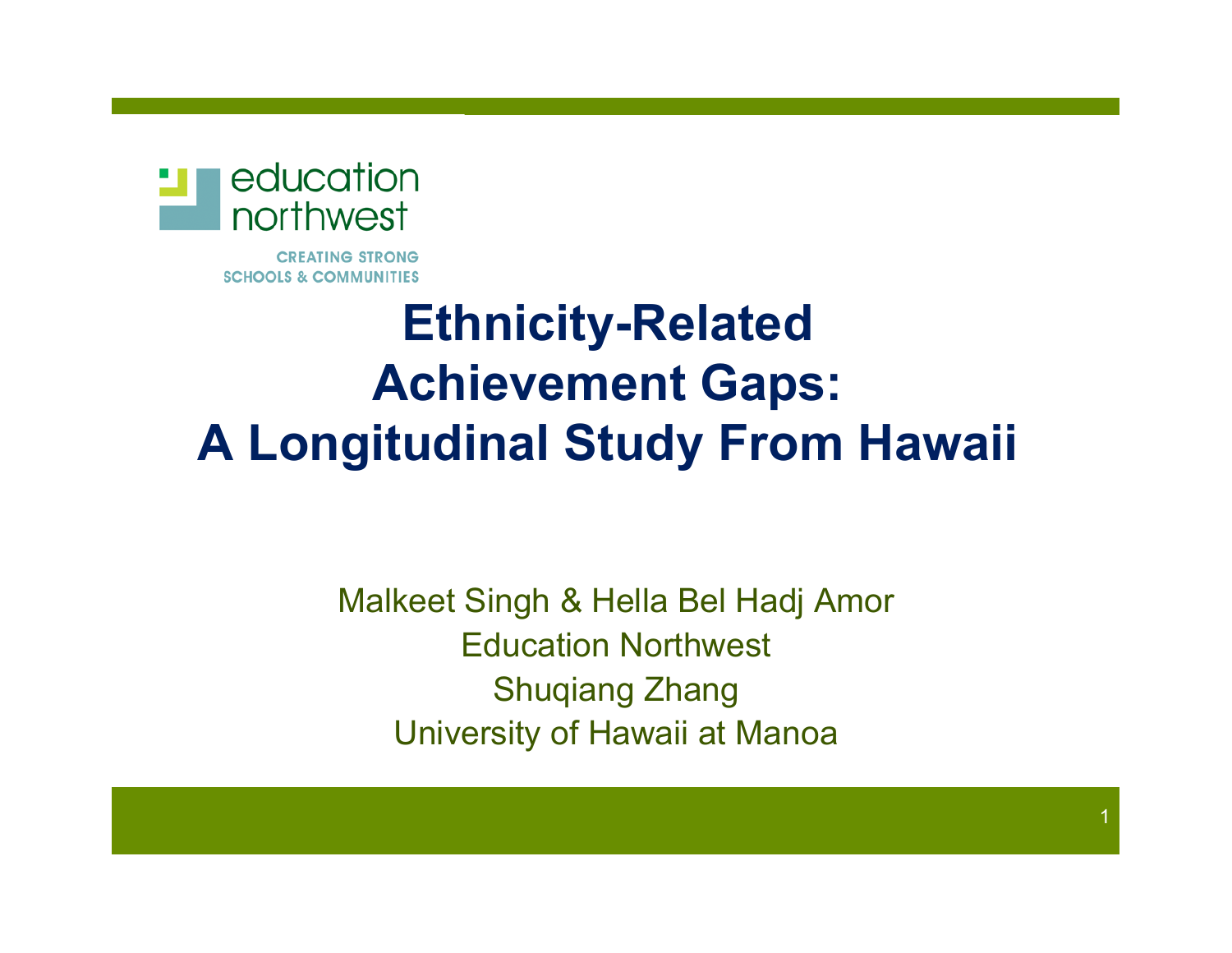education northwest

CREATING STRONG SCHOOLS & COMMUNITIES

# Ethnicity-Related Achievement Gaps: A Longitudinal Study From Hawaii

Malkeet Singh & Hella Bel Hadj Amor
Education Northwest
Shuqiang Zhang
University of Hawaii at Manoa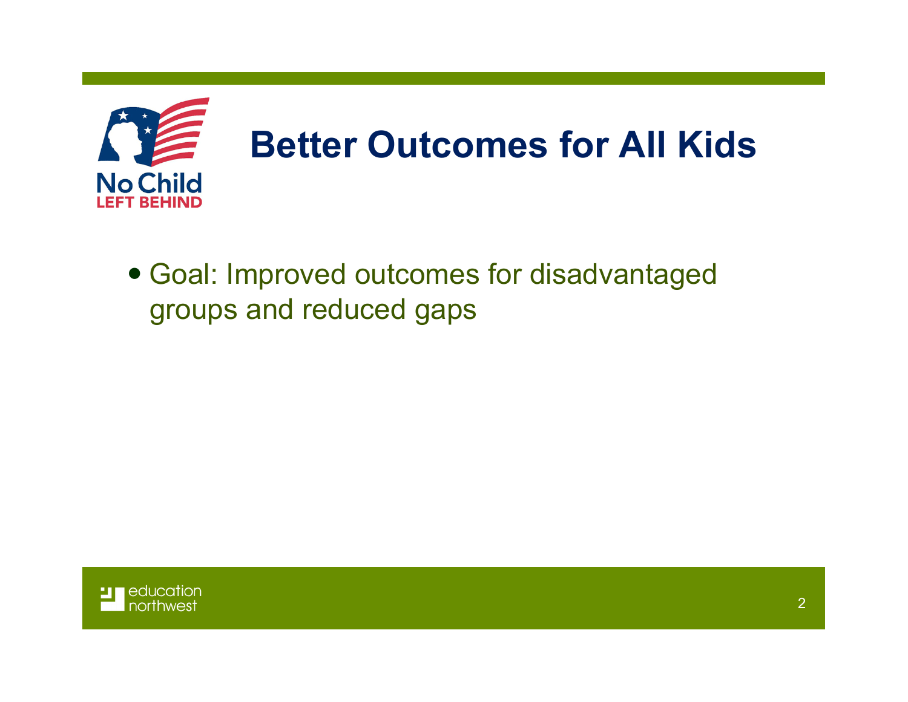# Better Outcomes for All Kids

- Goal: Improved outcomes for disadvantaged groups and reduced gaps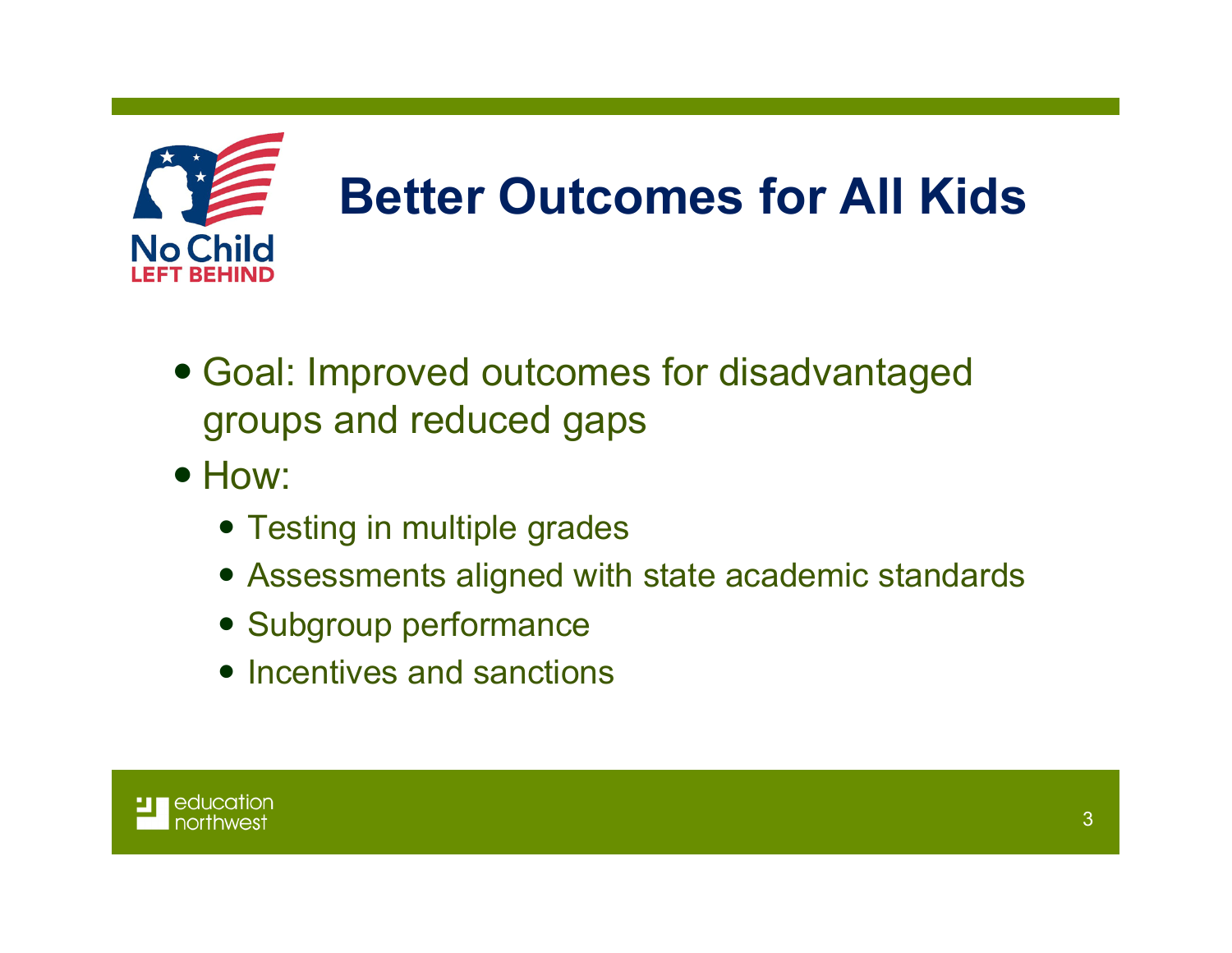# Better Outcomes for All Kids

- Goal: Improved outcomes for disadvantaged groups and reduced gaps
- How:
  - Testing in multiple grades
  - Assessments aligned with state academic standards
  - Subgroup performance
  - Incentives and sanctions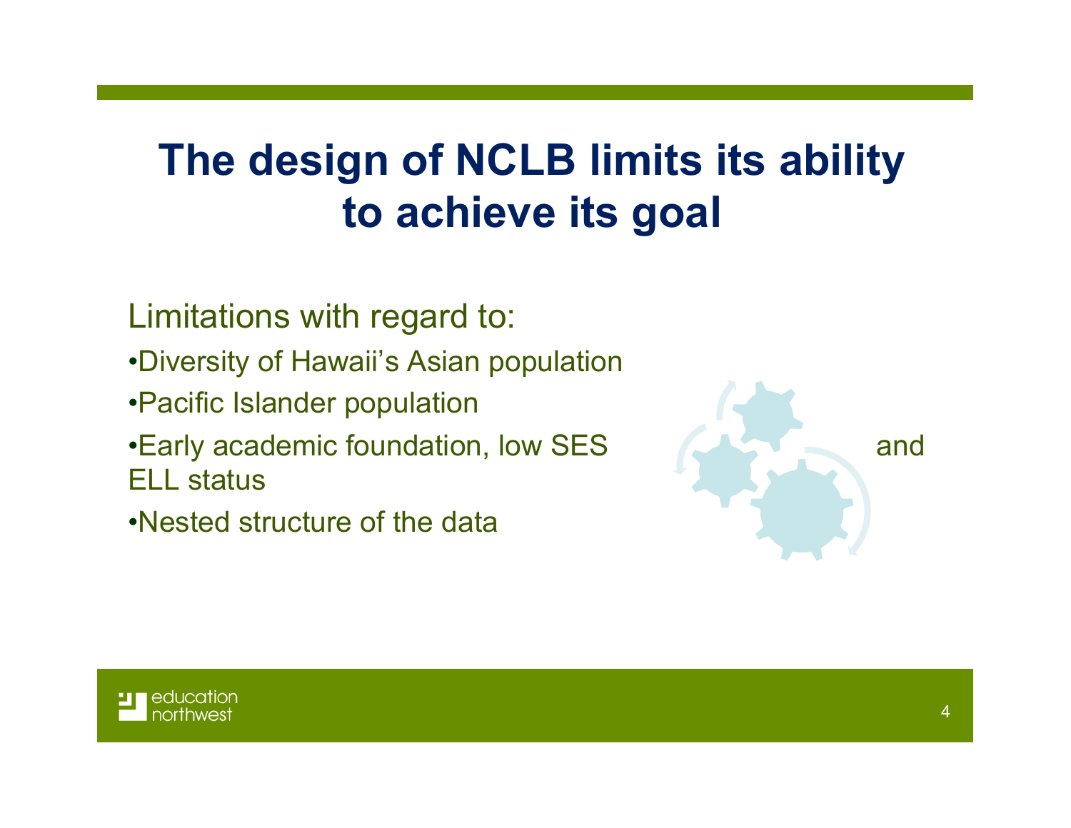# The design of NCLB limits its ability to achieve its goal

Limitations with regard to:

- Diversity of Hawaii's Asian population
- Pacific Islander population
- Early academic foundation, low SES and ELL status
- Nested structure of the data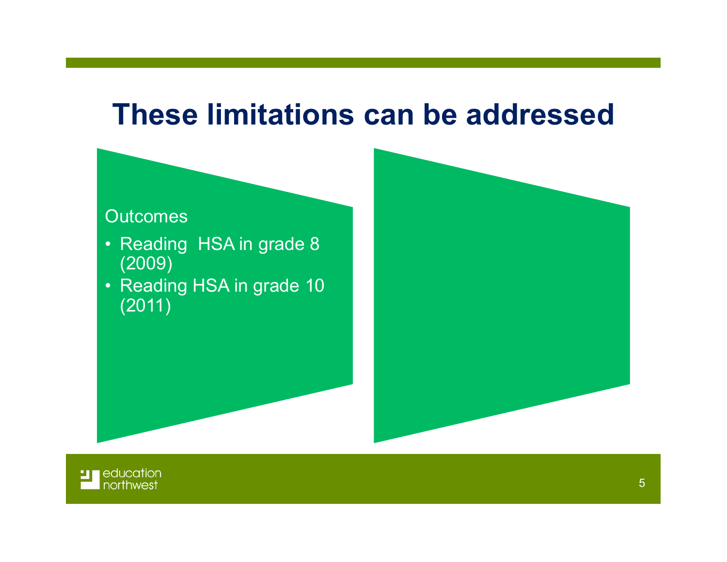# These limitations can be addressed

Outcomes

- Reading  HSA in grade 8 (2009)
- Reading HSA in grade 10 (2011)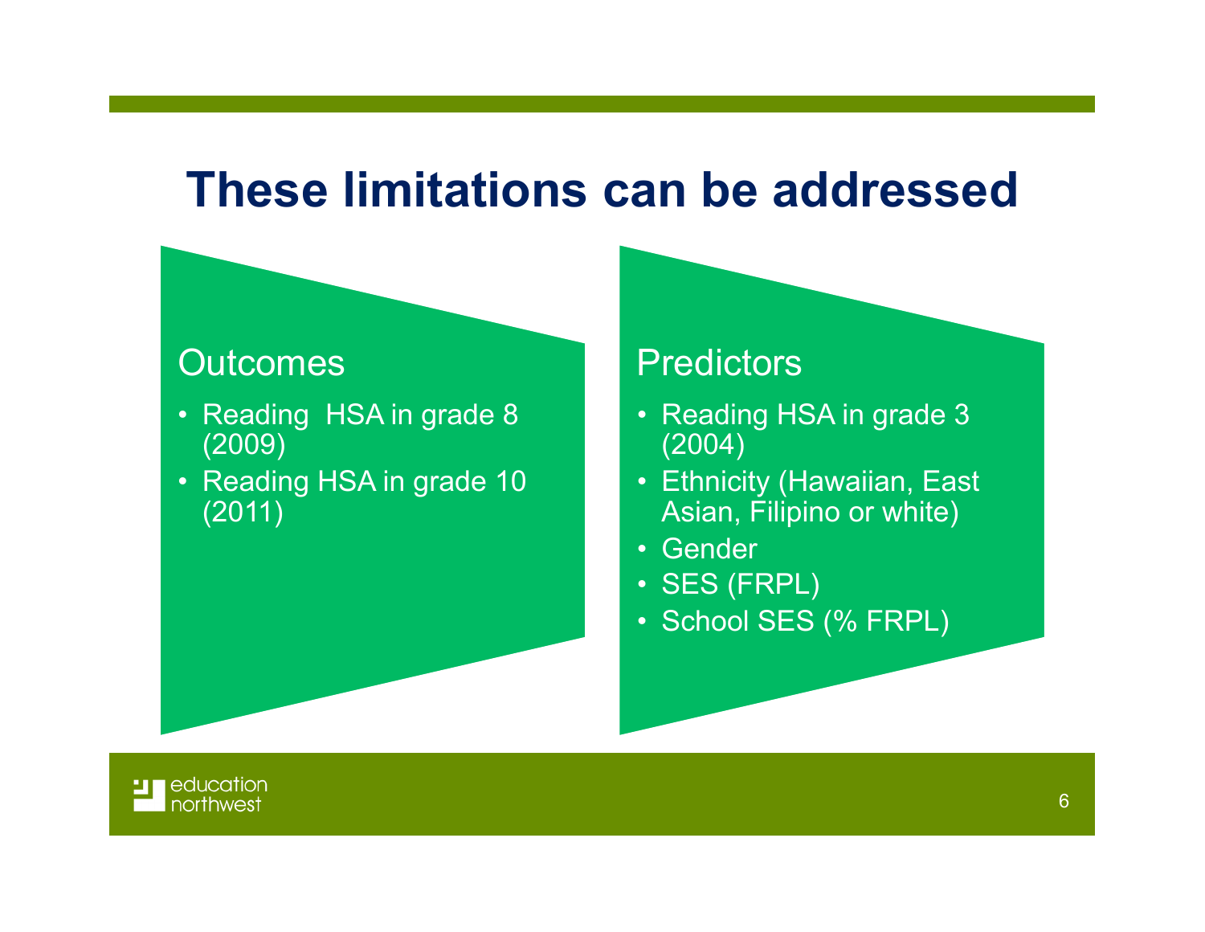# These limitations can be addressed

## Outcomes

- Reading  HSA in grade 8 (2009)
- Reading HSA in grade 10 (2011)

## Predictors

- Reading HSA in grade 3 (2004)
- Ethnicity (Hawaiian, East Asian, Filipino or white)
- Gender
- SES (FRPL)
- School SES (% FRPL)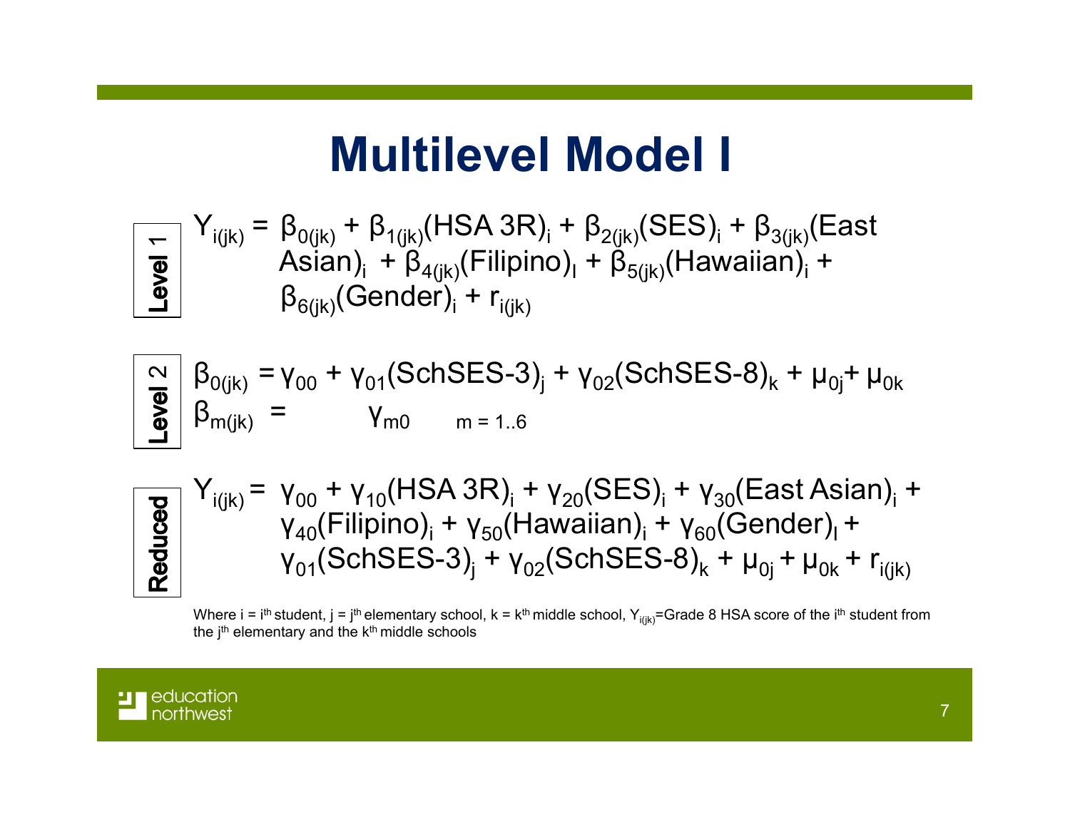# Multilevel Model I

**Level 1**

$$Y_{i(jk)} = \beta_{0(jk)} + \beta_{1(jk)}(\text{HSA 3R})_i + \beta_{2(jk)}(\text{SES})_i + \beta_{3(jk)}(\text{East Asian})_i + \beta_{4(jk)}(\text{Filipino})_l + \beta_{5(jk)}(\text{Hawaiian})_i + \beta_{6(jk)}(\text{Gender})_i + r_{i(jk)}$$

**Level 2**

$$\beta_{0(jk)} = \gamma_{00} + \gamma_{01}(\text{SchSES-3})_j + \gamma_{02}(\text{SchSES-8})_k + \mu_{0j} + \mu_{0k}$$

$$\beta_{m(jk)} = \gamma_{m0} \qquad m = 1..6$$

**Reduced**

$$Y_{i(jk)} = \gamma_{00} + \gamma_{10}(\text{HSA 3R})_i + \gamma_{20}(\text{SES})_i + \gamma_{30}(\text{East Asian})_i + \gamma_{40}(\text{Filipino})_i + \gamma_{50}(\text{Hawaiian})_i + \gamma_{60}(\text{Gender})_l + \gamma_{01}(\text{SchSES-3})_j + \gamma_{02}(\text{SchSES-8})_k + \mu_{0j} + \mu_{0k} + r_{i(jk)}$$

Where i = i[th] student, j = j[th] elementary school, k = k[th] middle school, $Y_{i(jk)}$=Grade 8 HSA score of the i[th] student from the j[th] elementary and the k[th] middle schools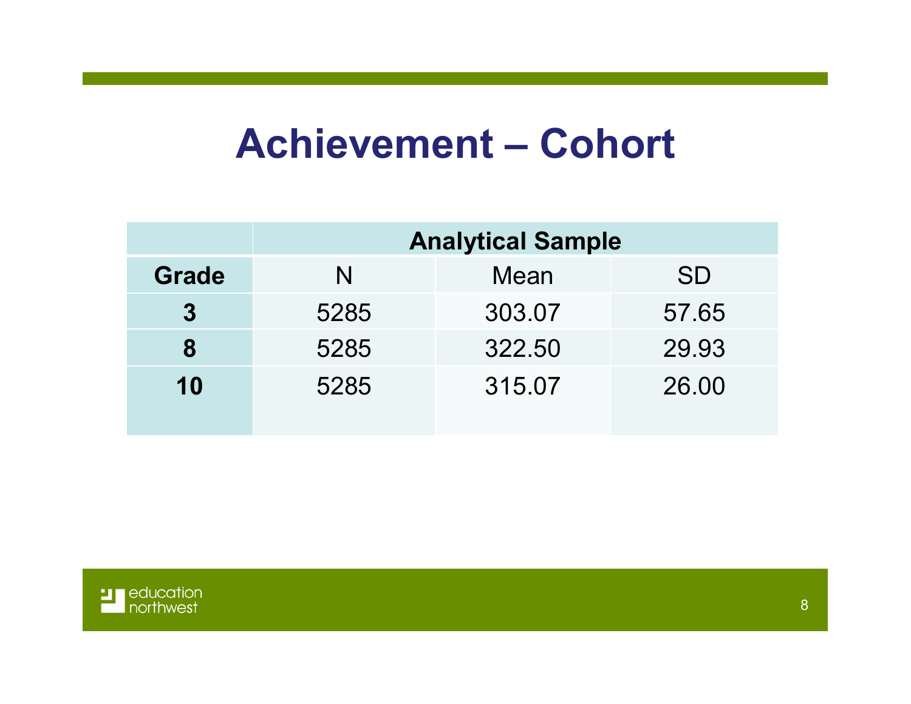# Achievement – Cohort

| | Analytical Sample | | |
|---|---|---|---|
| **Grade** | N | Mean | SD |
| **3** | 5285 | 303.07 | 57.65 |
| **8** | 5285 | 322.50 | 29.93 |
| **10** | 5285 | 315.07 | 26.00 |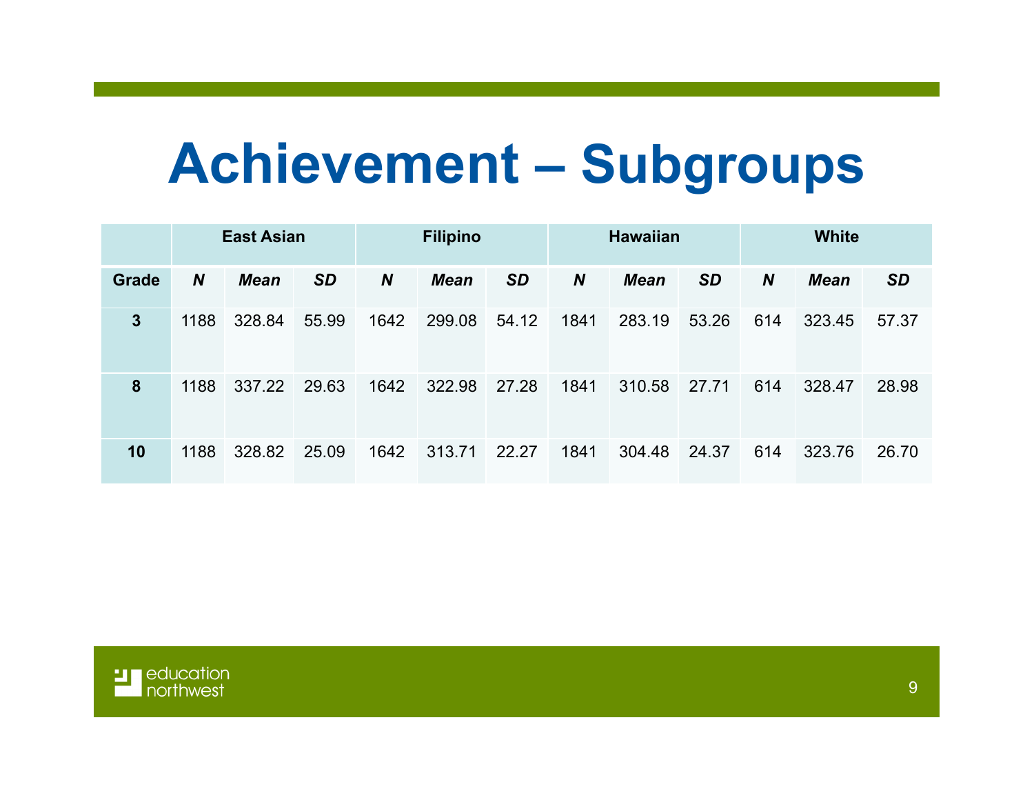# Achievement – Subgroups

| | East Asian | | | Filipino | | | Hawaiian | | | White | | |
|---|---|---|---|---|---|---|---|---|---|---|---|---|
| **Grade** | ***N*** | ***Mean*** | ***SD*** | ***N*** | ***Mean*** | ***SD*** | ***N*** | ***Mean*** | ***SD*** | ***N*** | ***Mean*** | ***SD*** |
| **3** | 1188 | 328.84 | 55.99 | 1642 | 299.08 | 54.12 | 1841 | 283.19 | 53.26 | 614 | 323.45 | 57.37 |
| **8** | 1188 | 337.22 | 29.63 | 1642 | 322.98 | 27.28 | 1841 | 310.58 | 27.71 | 614 | 328.47 | 28.98 |
| **10** | 1188 | 328.82 | 25.09 | 1642 | 313.71 | 22.27 | 1841 | 304.48 | 24.37 | 614 | 323.76 | 26.70 |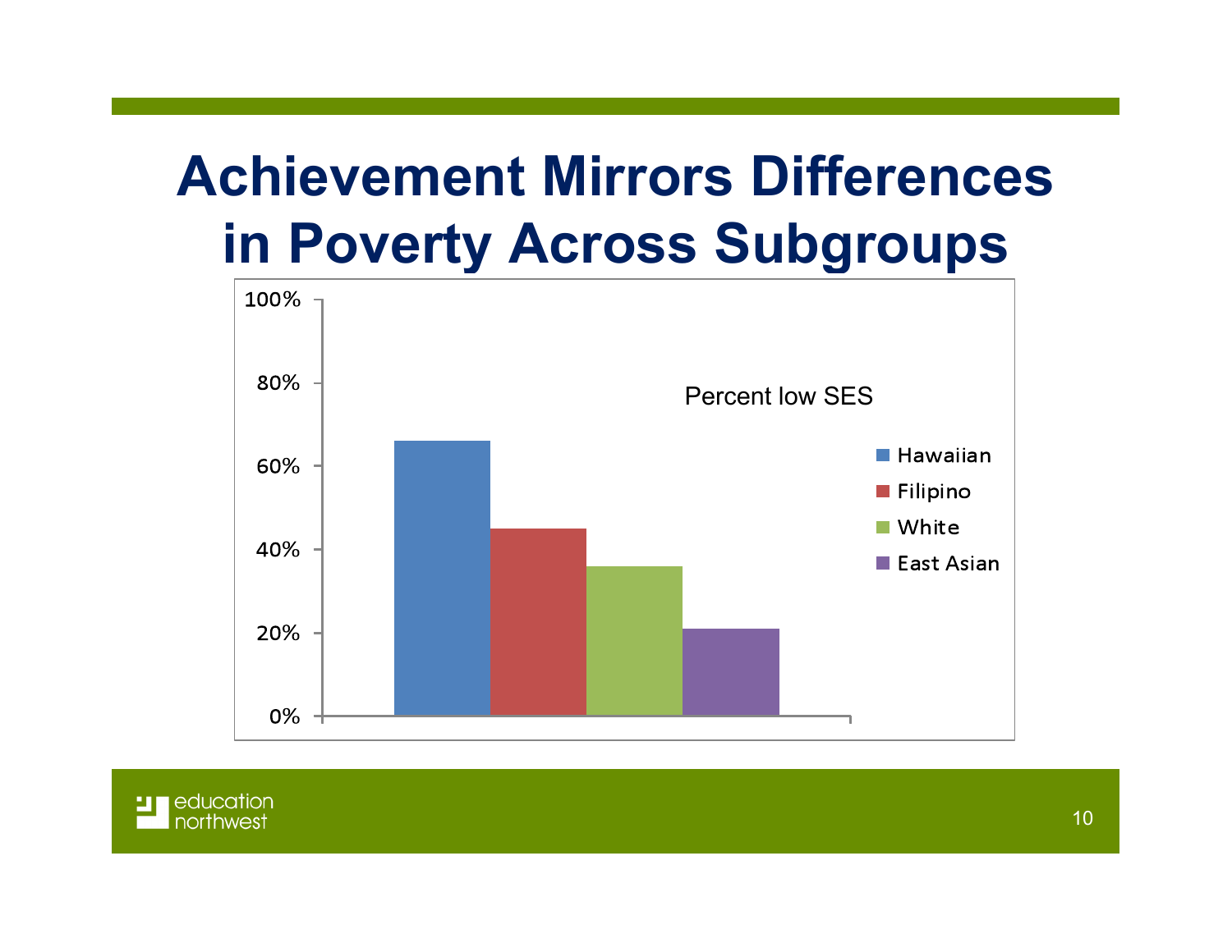# Achievement Mirrors Differences in Poverty Across Subgroups

Percent low SES

- Hawaiian
- Filipino
- White
- East Asian

100%
80%
60%
40%
20%
0%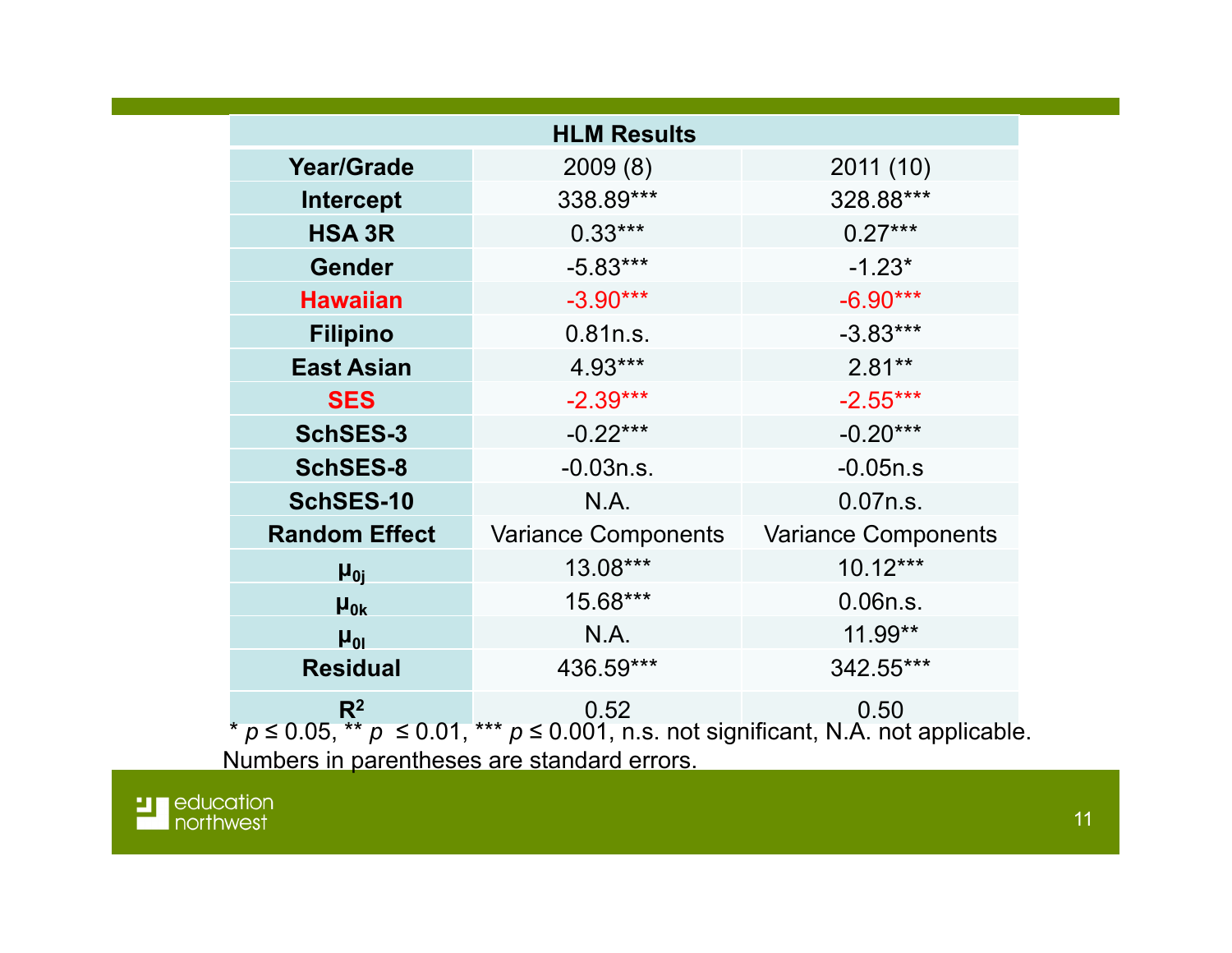| HLM Results | | |
|---|---|---|
| **Year/Grade** | 2009 (8) | 2011 (10) |
| **Intercept** | 338.89*** | 328.88*** |
| **HSA 3R** | 0.33*** | 0.27*** |
| **Gender** | -5.83*** | -1.23* |
| **Hawaiian** | -3.90*** | -6.90*** |
| **Filipino** | 0.81n.s. | -3.83*** |
| **East Asian** | 4.93*** | 2.81** |
| **SES** | -2.39*** | -2.55*** |
| **SchSES-3** | -0.22*** | -0.20*** |
| **SchSES-8** | -0.03n.s. | -0.05n.s |
| **SchSES-10** | N.A. | 0.07n.s. |
| **Random Effect** | Variance Components | Variance Components |
| $\mu_{0j}$ | 13.08*** | 10.12*** |
| $\mu_{0k}$ | 15.68*** | 0.06n.s. |
| $\mu_{0l}$ | N.A. | 11.99** |
| **Residual** | 436.59*** | 342.55*** |
| $R^2$ | 0.52 | 0.50 |

* $p \leq 0.05$, ** $p \leq 0.01$, *** $p \leq 0.001$, n.s. not significant, N.A. not applicable. Numbers in parentheses are standard errors.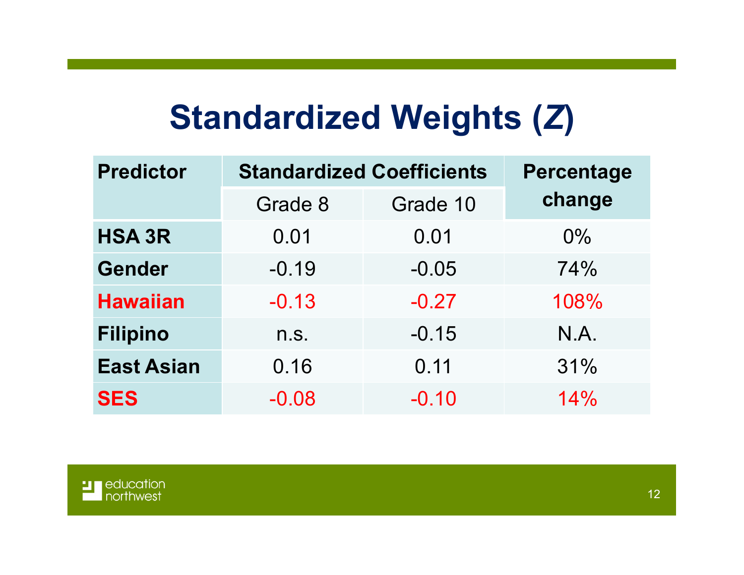# Standardized Weights (*Z*)

| Predictor | Standardized Coefficients | | Percentage change |
|---|---|---|---|
| | Grade 8 | Grade 10 | |
| **HSA 3R** | 0.01 | 0.01 | 0% |
| **Gender** | -0.19 | -0.05 | 74% |
| **Hawaiian** | -0.13 | -0.27 | 108% |
| **Filipino** | n.s. | -0.15 | N.A. |
| **East Asian** | 0.16 | 0.11 | 31% |
| **SES** | -0.08 | -0.10 | 14% |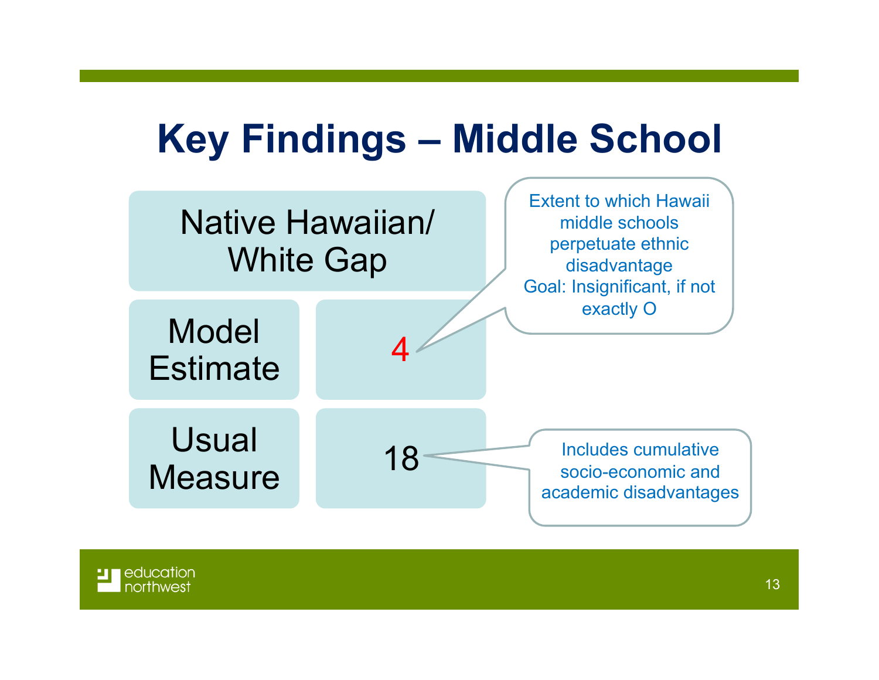# Key Findings – Middle School

| Native Hawaiian/ White Gap | |
|---|---|
| Model Estimate | 4 |
| Usual Measure | 18 |

Extent to which Hawaii middle schools perpetuate ethnic disadvantage
Goal: Insignificant, if not exactly O

Includes cumulative socio-economic and academic disadvantages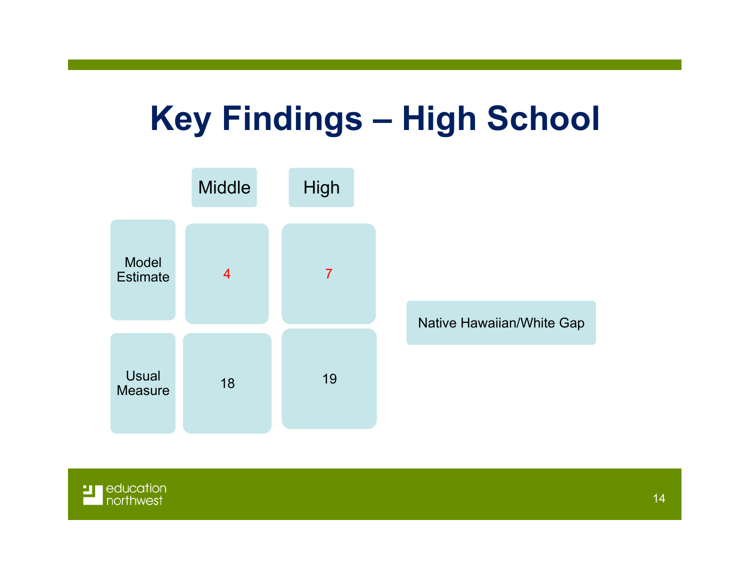# Key Findings – High School

| | Middle | High |
|---|---|---|
| Model Estimate | 4 | 7 |
| Usual Measure | 18 | 19 |

Native Hawaiian/White Gap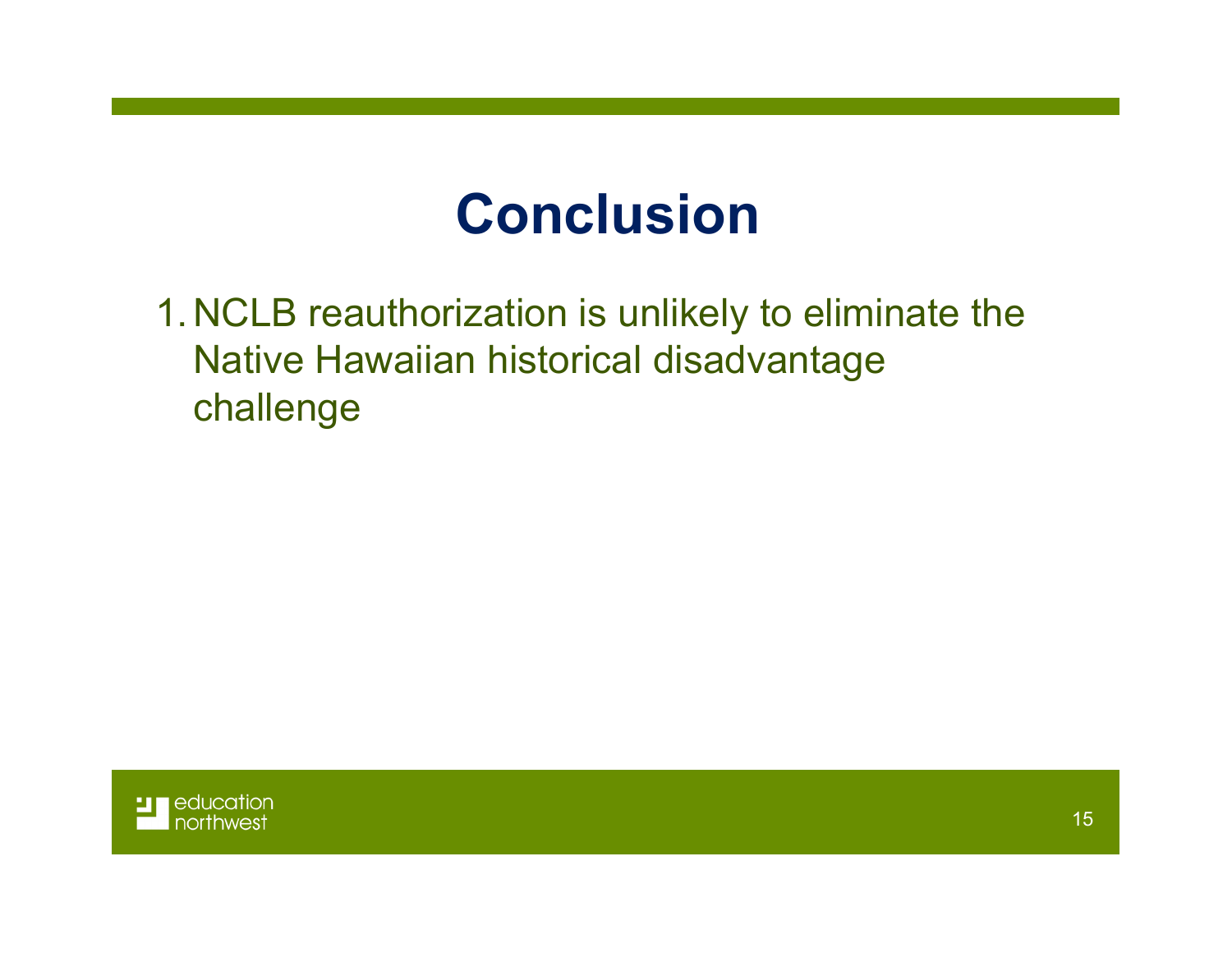# Conclusion

1. NCLB reauthorization is unlikely to eliminate the Native Hawaiian historical disadvantage challenge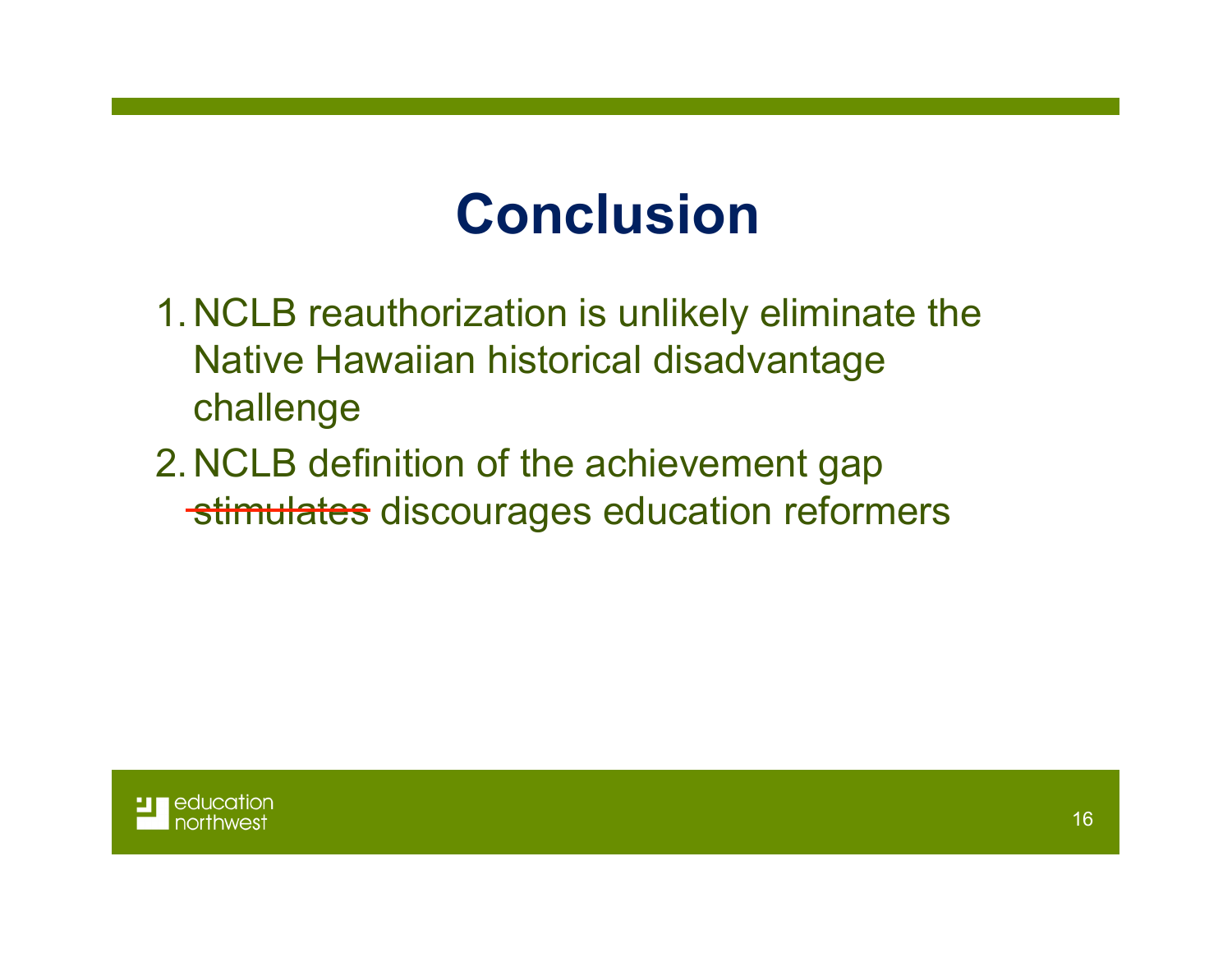# Conclusion

1. NCLB reauthorization is unlikely eliminate the Native Hawaiian historical disadvantage challenge
2. NCLB definition of the achievement gap ~~stimulates~~ discourages education reformers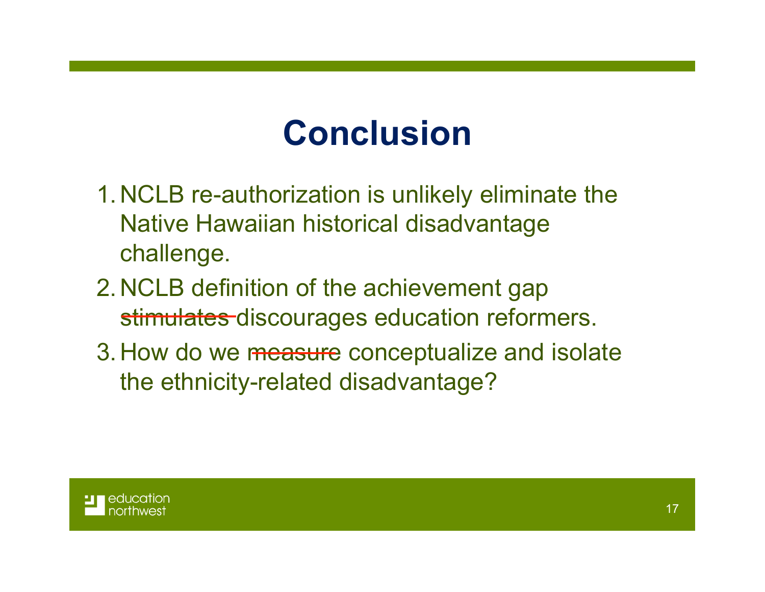# Conclusion

1. NCLB re-authorization is unlikely eliminate the Native Hawaiian historical disadvantage challenge.
2. NCLB definition of the achievement gap ~~stimulates~~ discourages education reformers.
3. How do we ~~measure~~ conceptualize and isolate the ethnicity-related disadvantage?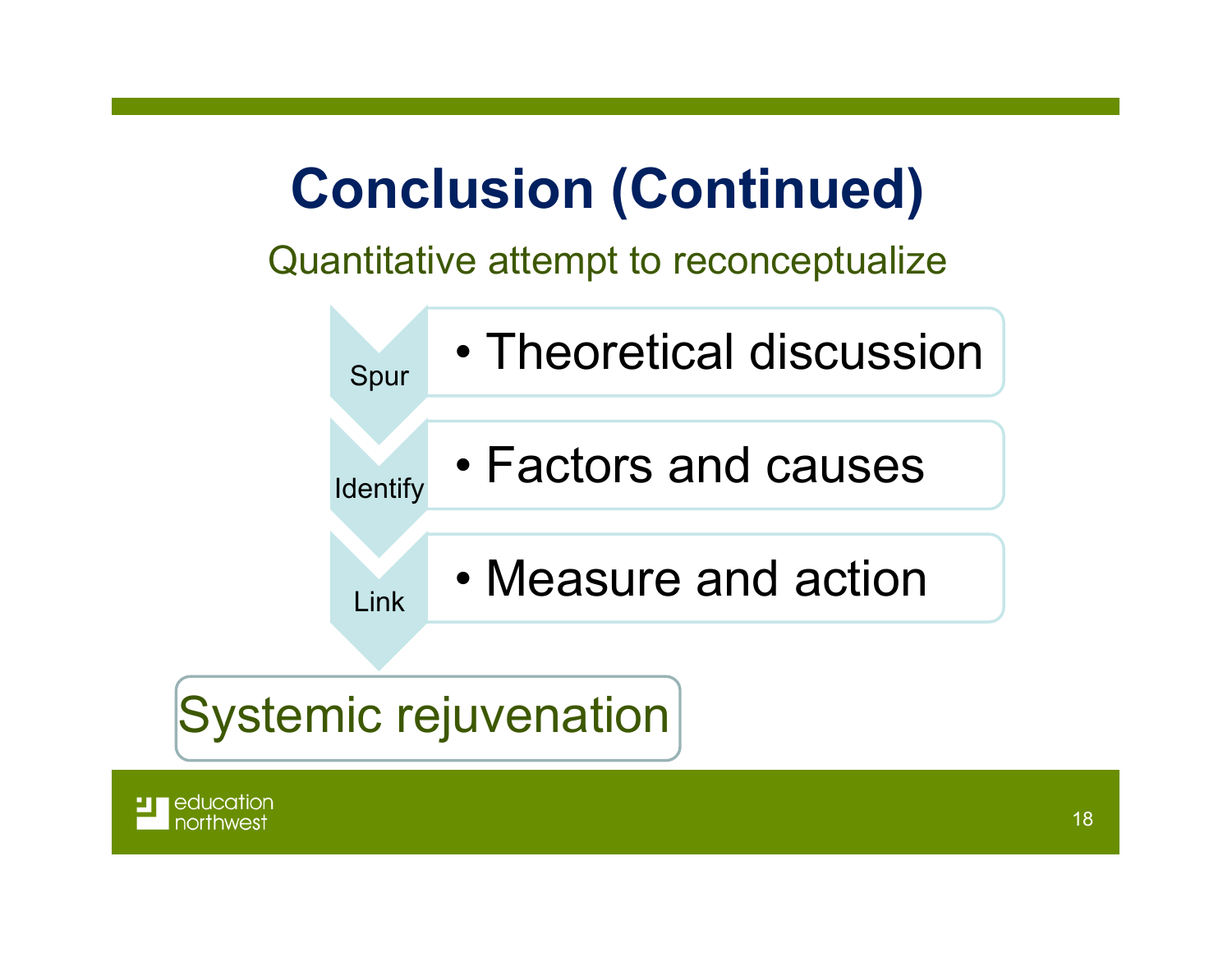# Conclusion (Continued)

Quantitative attempt to reconceptualize

- **Spur** — Theoretical discussion
- **Identify** — Factors and causes
- **Link** — Measure and action

Systemic rejuvenation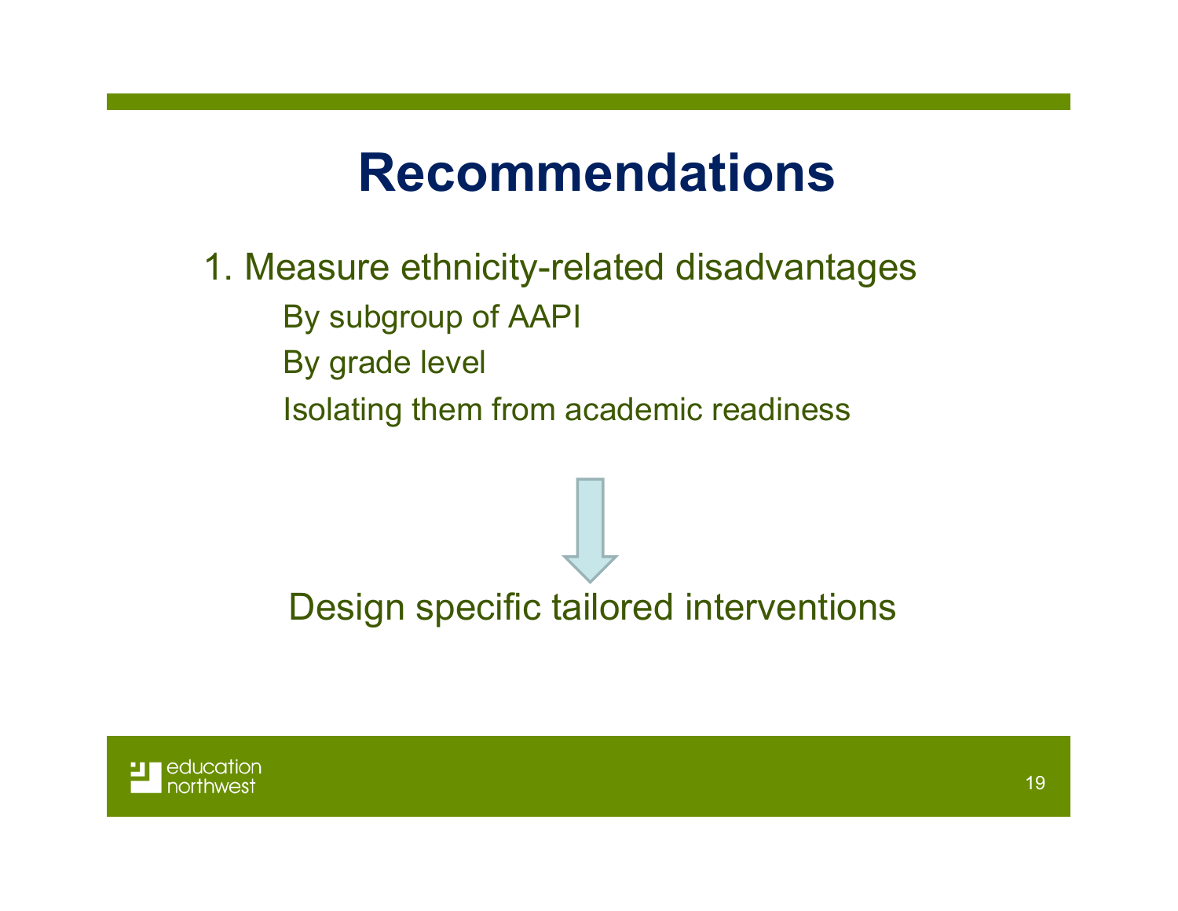# Recommendations

1. Measure ethnicity-related disadvantages
    - By subgroup of AAPI
    - By grade level
    - Isolating them from academic readiness

↓

Design specific tailored interventions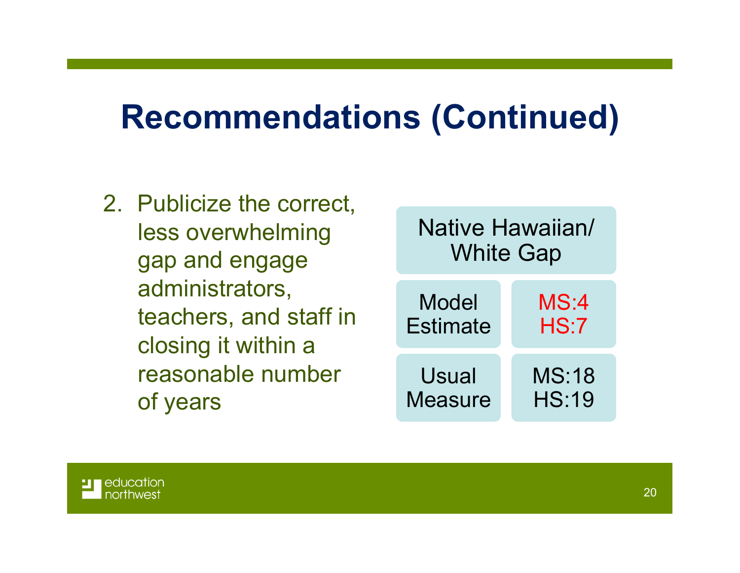# Recommendations (Continued)

2. Publicize the correct, less overwhelming gap and engage administrators, teachers, and staff in closing it within a reasonable number of years

| Native Hawaiian/ White Gap | |
|---|---|
| Model Estimate | MS:4 HS:7 |
| Usual Measure | MS:18 HS:19 |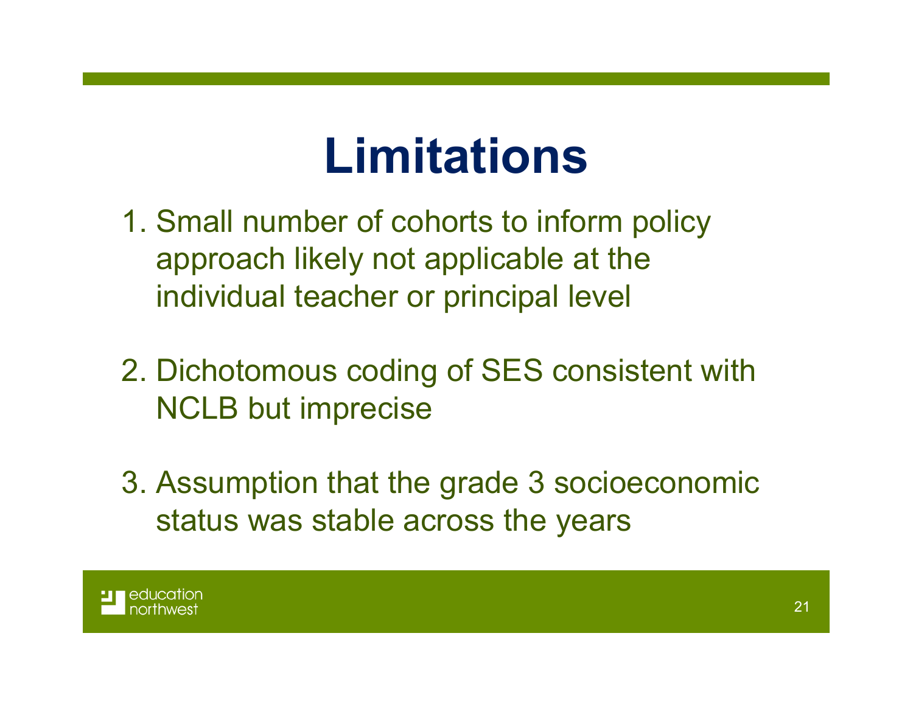# Limitations

1. Small number of cohorts to inform policy approach likely not applicable at the individual teacher or principal level

2. Dichotomous coding of SES consistent with NCLB but imprecise

3. Assumption that the grade 3 socioeconomic status was stable across the years